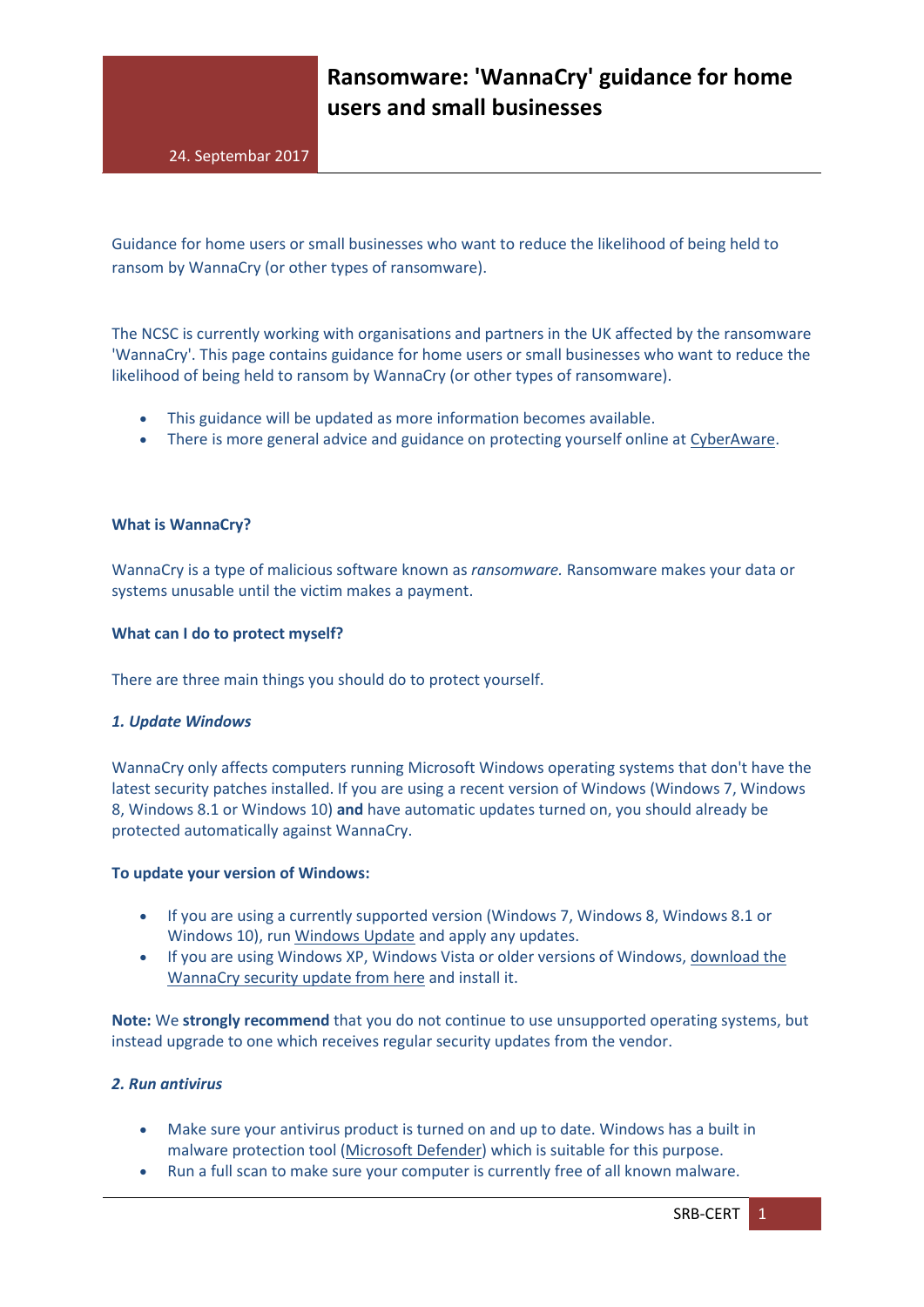# Ransomware: 'WannaCry' guidance for home users and small businesses

24. Septembar 2017

Guidance for home users or small businesses who want to reduce the likelihood of being held to ransom by WannaCry (or other types of ransomware).

The NCSC is currently working with organisations and partners in the UK affected by the ransomware 'WannaCry'. This page contains guidance for home users or small businesses who want to reduce the likelihood of being held to ransom by WannaCry (or other types of ransomware).

- This guidance will be updated as more information becomes available.
- There is more general advice and guidance on protecting yourself online at CyberAware.

### What is WannaCry?

WannaCry is a type of malicious software known as *ransomware.* Ransomware makes your data or systems unusable until the victim makes a payment.

### What can I do to protect myself?

There are three main things you should do to protect yourself.

#### *1. Update Windows*

WannaCry only affects computers running Microsoft Windows operating systems that don't have the latest security patches installed. If you are using a recent version of Windows (Windows 7, Windows 8, Windows 8.1 or Windows 10) **and** have automatic updates turned on, you should already be protected automatically against WannaCry.

**To update your version of Windows:**

- If you are using a currently supported version (Windows 7, Windows 8, Windows 8.1 or Windows 10), run Windows Update and apply any updates.
- If you are using Windows XP, Windows Vista or older versions of Windows, download the WannaCry security update from here and install it.

**Note:** We **strongly recommend** that you do not continue to use unsupported operating systems, but instead upgrade to one which receives regular security updates from the vendor.

#### *2. Run antivirus*

- Make sure your antivirus product is turned on and up to date. Windows has a built in malware protection tool (Microsoft Defender) which is suitable for this purpose.
- Run a full scan to make sure your computer is currently free of all known malware.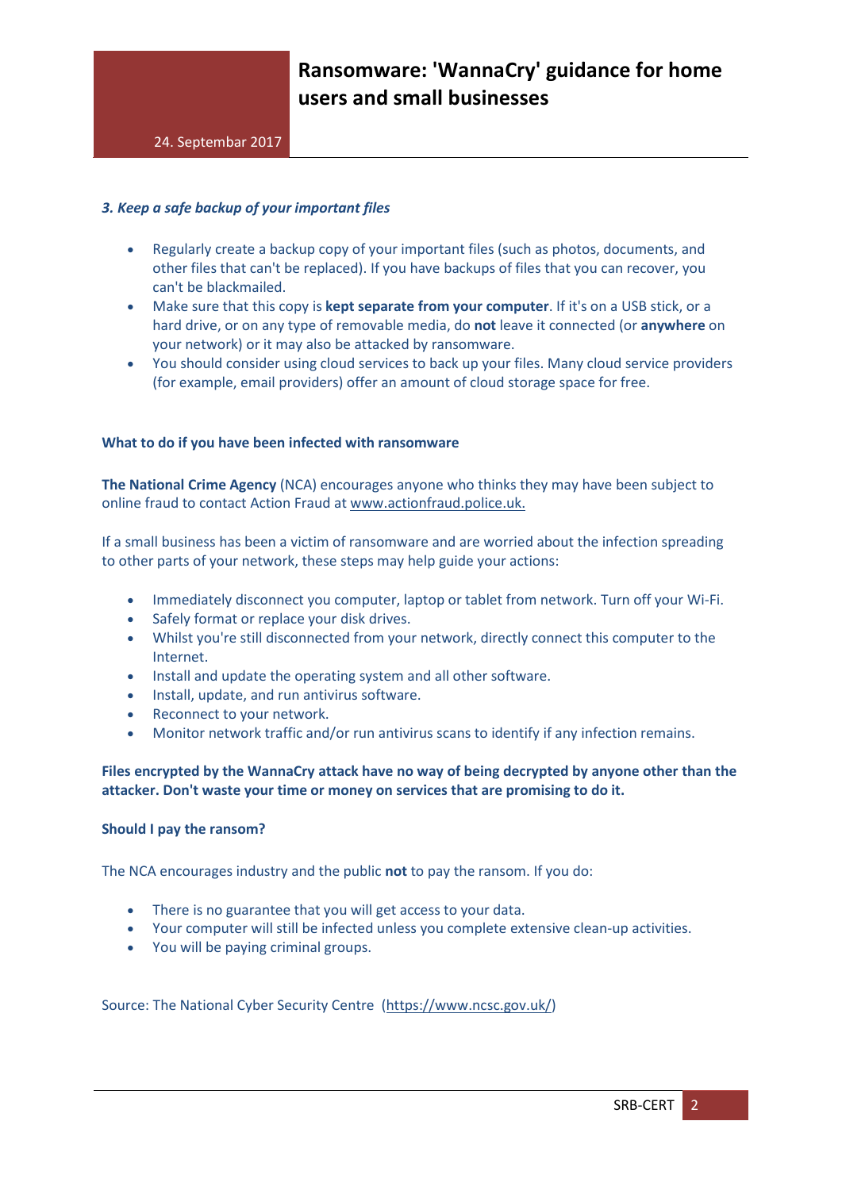### *3. Keep a safe backup of your important files*

- Regularly create a backup copy of your important files (such as photos, documents, and other files that can't be replaced). If you have backups of files that you can recover, you can't be blackmailed.
- Make sure that this copy is **kept separate from your computer**. If it's on a USB stick, or a hard drive, or on any type of removable media, do **not** leave it connected (or **anywhere** on your network) or it may also be attacked by ransomware.
- You should consider using cloud services to back up your files. Many cloud service providers (for example, email providers) offer an amount of cloud storage space for free.

**What to do if you have been infected with ransomware**

**The National Crime Agency** (NCA) encourages anyone who thinks they may have been subject to online fraud to contact Action Fraud at www.actionfraud.police.uk.

If a small business has been a victim of ransomware and are worried about the infection spreading to other parts of your network, these steps may help guide your actions:

- Immediately disconnect you computer, laptop or tablet from network. Turn off your Wi-Fi.
- Safely format or replace your disk drives.
- Whilst you're still disconnected from your network, directly connect this computer to the Internet.
- Install and update the operating system and all other software.
- Install, update, and run antivirus software.
- Reconnect to your network.
- Monitor network traffic and/or run antivirus scans to identify if any infection remains.

**Files encrypted by the WannaCry attack have no way of being decrypted by anyone other than the attacker. Don't waste your time or money on services that are promising to do it.**

**Should I pay the ransom?**

The NCA encourages industry and the public **not** to pay the ransom. If you do:

- There is no guarantee that you will get access to your data.
- Your computer will still be infected unless you complete extensive clean-up activities.
- You will be paying criminal groups.

Source: The National Cyber Security Centre (https://www.ncsc.gov.uk/)